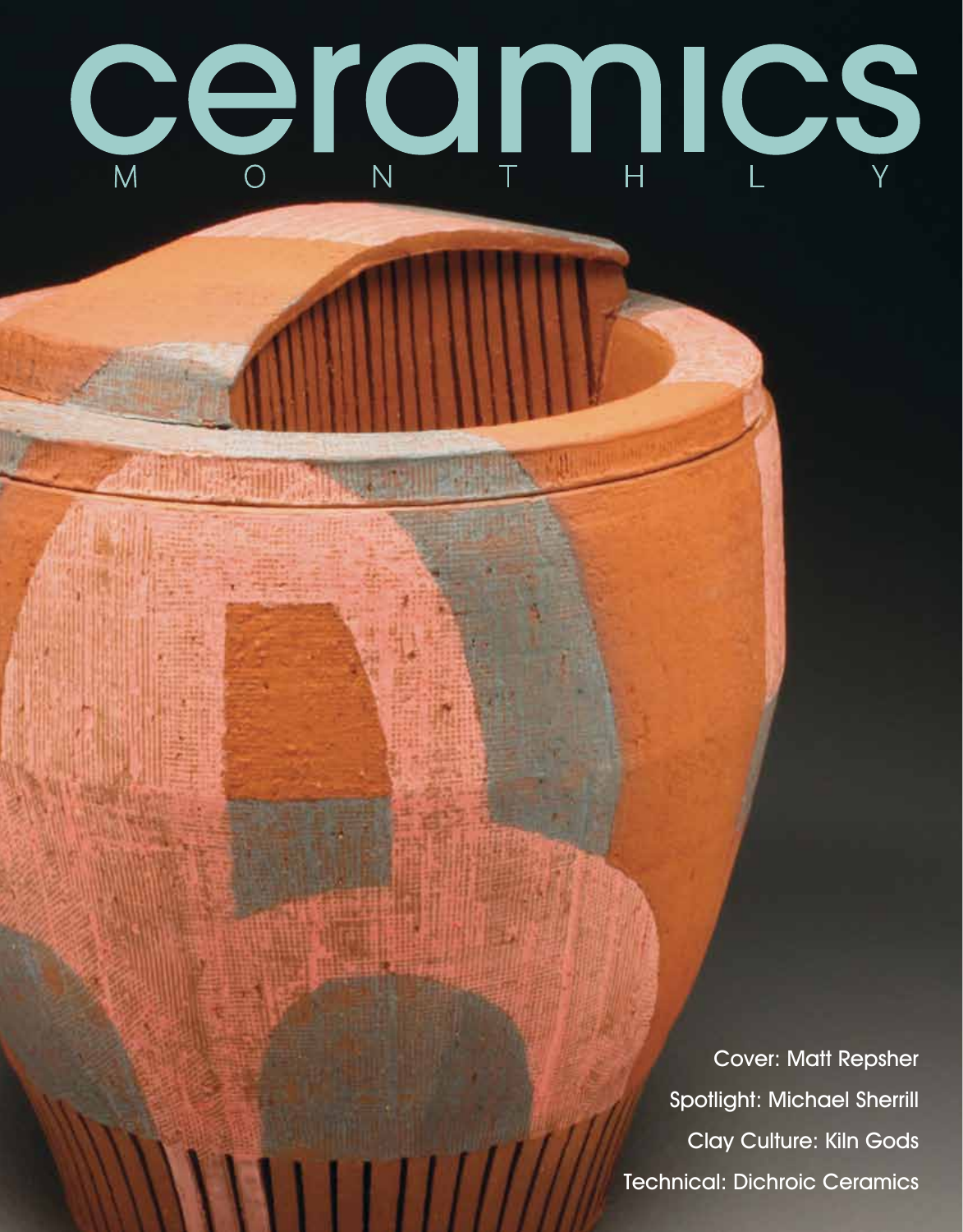# ceramics

MONTHLY

Cover: Matt Repsher

Spotlight: Michael Sherrill

Clay Culture: Kiln Gods

Technical: Dichroic Ceramics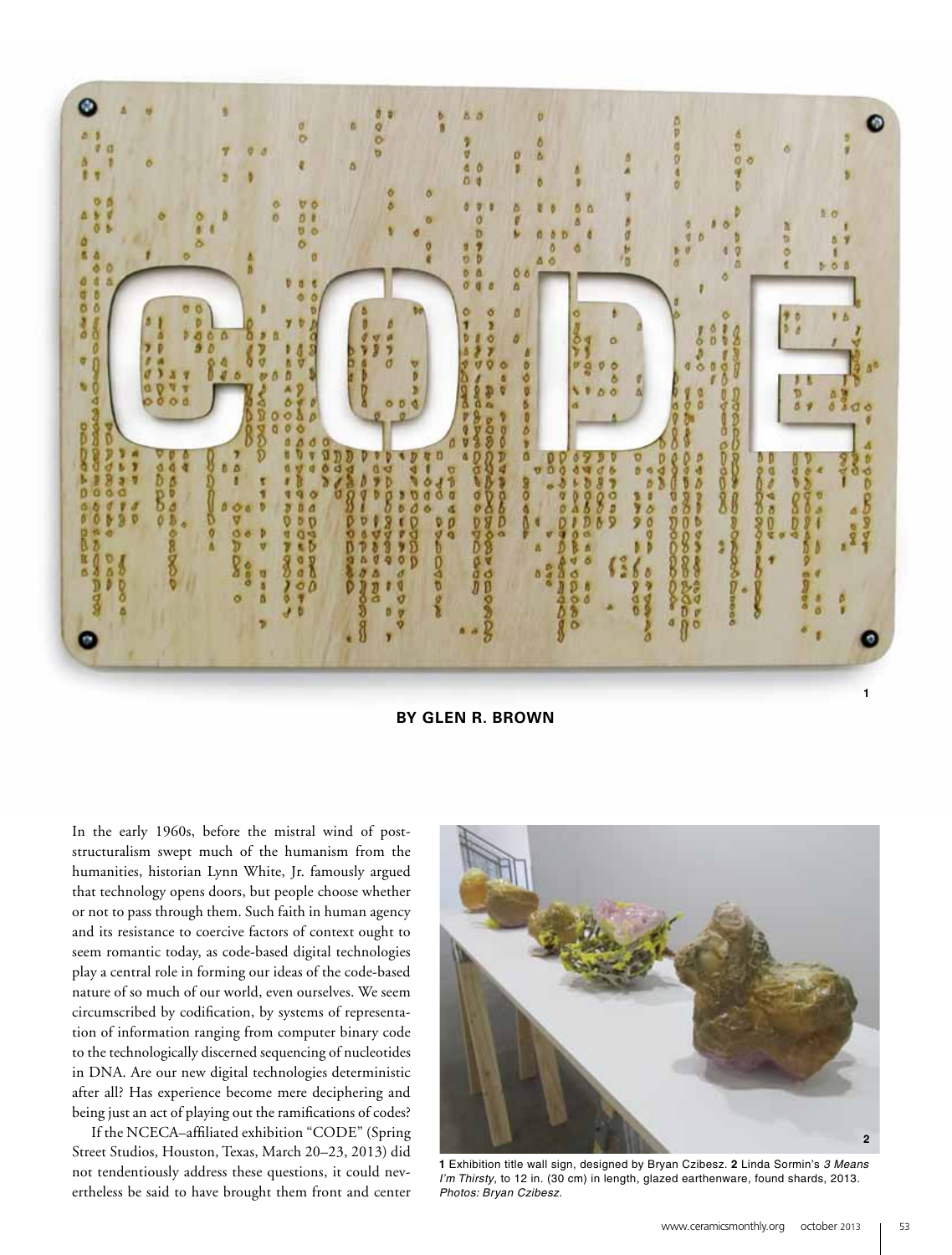# CODE

**BY GLEN R. BROWN**

In the early 1960s, before the mistral wind of post-structuralism swept much of the humanism from the humanities, historian Lynn White, Jr. famously argued that technology opens doors, but people choose whether or not to pass through them. Such faith in human agency and its resistance to coercive factors of context ought to seem romantic today, as code-based digital technologies play a central role in forming our ideas of the code-based nature of so much of our world, even ourselves. We seem circumscribed by codification, by systems of representation of information ranging from computer binary code to the technologically discerned sequencing of nucleotides in DNA. Are our new digital technologies deterministic after all? Has experience become mere deciphering and being just an act of playing out the ramifications of codes?

If the NCECA–affiliated exhibition "CODE" (Spring Street Studios, Houston, Texas, March 20–23, 2013) did not tendentiously address these questions, it could nevertheless be said to have brought them front and center

**1** Exhibition title wall sign, designed by Bryan Czibesz. **2** Linda Sormin's *3 Means I'm Thirsty*, to 12 in. (30 cm) in length, glazed earthenware, found shards, 2013. *Photos: Bryan Czibesz.*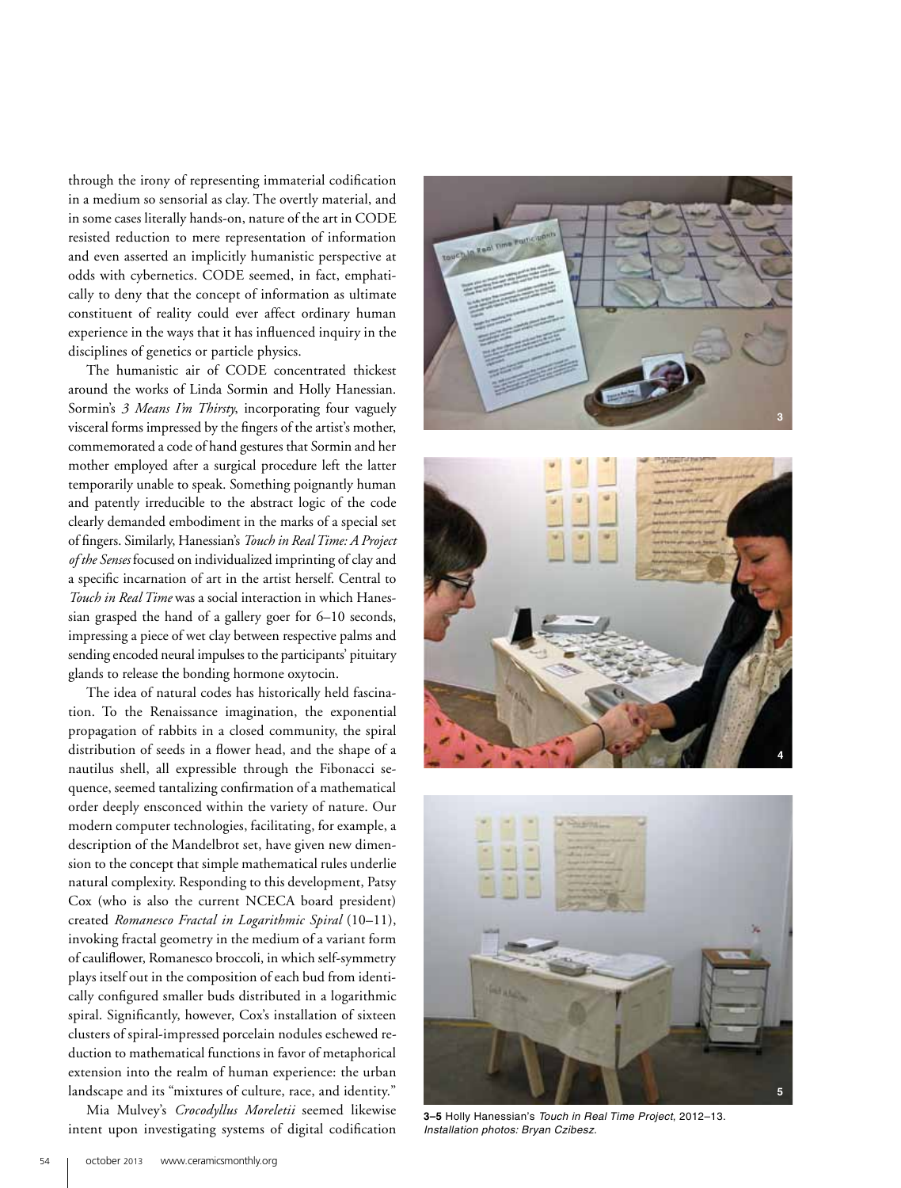through the irony of representing immaterial codification in a medium so sensorial as clay. The overtly material, and in some cases literally hands-on, nature of the art in CODE resisted reduction to mere representation of information and even asserted an implicitly humanistic perspective at odds with cybernetics. CODE seemed, in fact, emphatically to deny that the concept of information as ultimate constituent of reality could ever affect ordinary human experience in the ways that it has influenced inquiry in the disciplines of genetics or particle physics.

The humanistic air of CODE concentrated thickest around the works of Linda Sormin and Holly Hanessian. Sormin's *3 Means I'm Thirsty*, incorporating four vaguely visceral forms impressed by the fingers of the artist's mother, commemorated a code of hand gestures that Sormin and her mother employed after a surgical procedure left the latter temporarily unable to speak. Something poignantly human and patently irreducible to the abstract logic of the code clearly demanded embodiment in the marks of a special set of fingers. Similarly, Hanessian's *Touch in Real Time: A Project of the Senses* focused on individualized imprinting of clay and a specific incarnation of art in the artist herself. Central to *Touch in Real Time* was a social interaction in which Hanessian grasped the hand of a gallery goer for 6–10 seconds, impressing a piece of wet clay between respective palms and sending encoded neural impulses to the participants' pituitary glands to release the bonding hormone oxytocin.

The idea of natural codes has historically held fascination. To the Renaissance imagination, the exponential propagation of rabbits in a closed community, the spiral distribution of seeds in a flower head, and the shape of a nautilus shell, all expressible through the Fibonacci sequence, seemed tantalizing confirmation of a mathematical order deeply ensconced within the variety of nature. Our modern computer technologies, facilitating, for example, a description of the Mandelbrot set, have given new dimension to the concept that simple mathematical rules underlie natural complexity. Responding to this development, Patsy Cox (who is also the current NCECA board president) created *Romanesco Fractal in Logarithmic Spiral* (10–11), invoking fractal geometry in the medium of a variant form of cauliflower, Romanesco broccoli, in which self-symmetry plays itself out in the composition of each bud from identically configured smaller buds distributed in a logarithmic spiral. Significantly, however, Cox's installation of sixteen clusters of spiral-impressed porcelain nodules eschewed reduction to mathematical functions in favor of metaphorical extension into the realm of human experience: the urban landscape and its "mixtures of culture, race, and identity."

Mia Mulvey's *Crocodyllus Moreletii* seemed likewise intent upon investigating systems of digital codification

**3–5** Holly Hanessian's *Touch in Real Time Project*, 2012–13. *Installation photos: Bryan Czibesz.*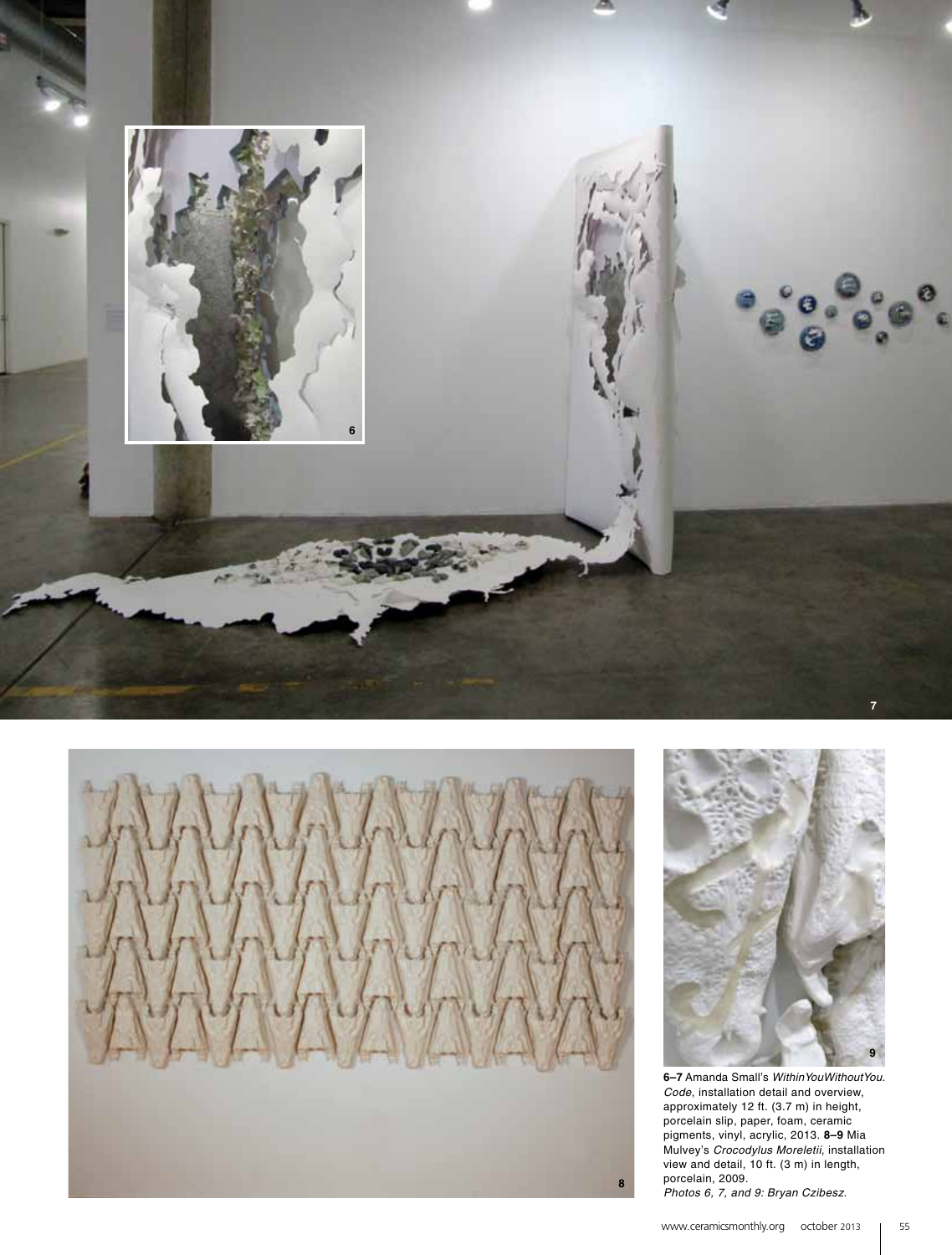**6–7** Amanda Small's *WithinYouWithoutYou. Code*, installation detail and overview, approximately 12 ft. (3.7 m) in height, porcelain slip, paper, foam, ceramic pigments, vinyl, acrylic, 2013. **8–9** Mia Mulvey's *Crocodylus Moreletii*, installation view and detail, 10 ft. (3 m) in length, porcelain, 2009.
*Photos 6, 7, and 9: Bryan Czibesz.*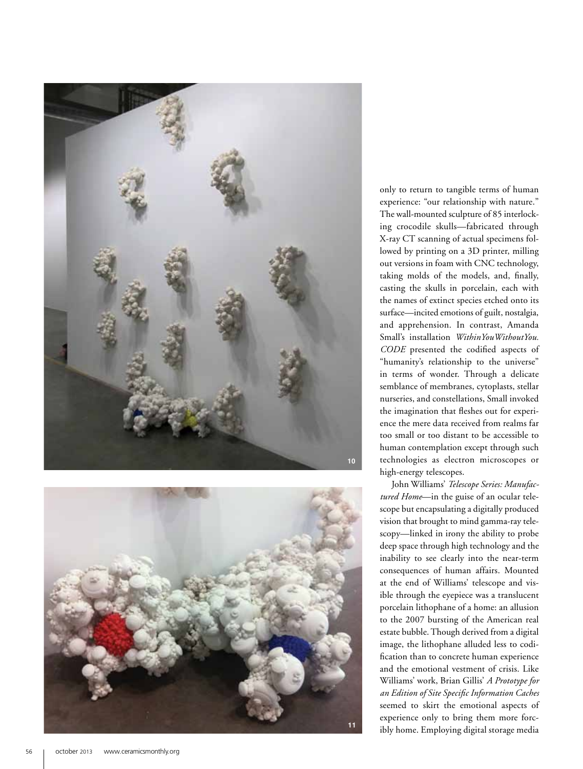only to return to tangible terms of human experience: "our relationship with nature." The wall-mounted sculpture of 85 interlocking crocodile skulls—fabricated through X-ray CT scanning of actual specimens followed by printing on a 3D printer, milling out versions in foam with CNC technology, taking molds of the models, and, finally, casting the skulls in porcelain, each with the names of extinct species etched onto its surface—incited emotions of guilt, nostalgia, and apprehension. In contrast, Amanda Small's installation *WithinYouWithoutYou. CODE* presented the codified aspects of "humanity's relationship to the universe" in terms of wonder. Through a delicate semblance of membranes, cytoplasts, stellar nurseries, and constellations, Small invoked the imagination that fleshes out for experience the mere data received from realms far too small or too distant to be accessible to human contemplation except through such technologies as electron microscopes or high-energy telescopes.

John Williams' *Telescope Series: Manufactured Home*—in the guise of an ocular telescope but encapsulating a digitally produced vision that brought to mind gamma-ray telescopy—linked in irony the ability to probe deep space through high technology and the inability to see clearly into the near-term consequences of human affairs. Mounted at the end of Williams' telescope and visible through the eyepiece was a translucent porcelain lithophane of a home: an allusion to the 2007 bursting of the American real estate bubble. Though derived from a digital image, the lithophane alluded less to codification than to concrete human experience and the emotional vestment of crisis. Like Williams' work, Brian Gillis' *A Prototype for an Edition of Site Specific Information Caches* seemed to skirt the emotional aspects of experience only to bring them more forcibly home. Employing digital storage media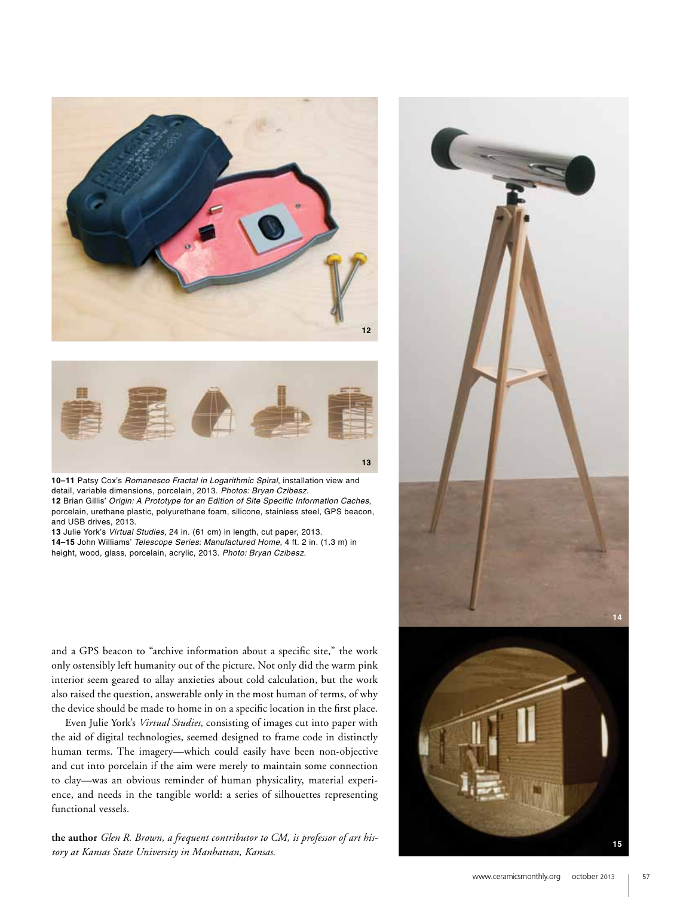12

13

**10–11** Patsy Cox's *Romanesco Fractal in Logarithmic Spiral*, installation view and detail, variable dimensions, porcelain, 2013. *Photos: Bryan Czibesz.*
**12** Brian Gillis' *Origin: A Prototype for an Edition of Site Specific Information Caches*, porcelain, urethane plastic, polyurethane foam, silicone, stainless steel, GPS beacon, and USB drives, 2013.
**13** Julie York's *Virtual Studies*, 24 in. (61 cm) in length, cut paper, 2013.
**14–15** John Williams' *Telescope Series: Manufactured Home*, 4 ft. 2 in. (1.3 m) in height, wood, glass, porcelain, acrylic, 2013. *Photo: Bryan Czibesz.*

14

15

and a GPS beacon to "archive information about a specific site," the work only ostensibly left humanity out of the picture. Not only did the warm pink interior seem geared to allay anxieties about cold calculation, but the work also raised the question, answerable only in the most human of terms, of why the device should be made to home in on a specific location in the first place.

Even Julie York's *Virtual Studies*, consisting of images cut into paper with the aid of digital technologies, seemed designed to frame code in distinctly human terms. The imagery—which could easily have been non-objective and cut into porcelain if the aim were merely to maintain some connection to clay—was an obvious reminder of human physicality, material experience, and needs in the tangible world: a series of silhouettes representing functional vessels.

**the author** *Glen R. Brown, a frequent contributor to CM, is professor of art history at Kansas State University in Manhattan, Kansas.*